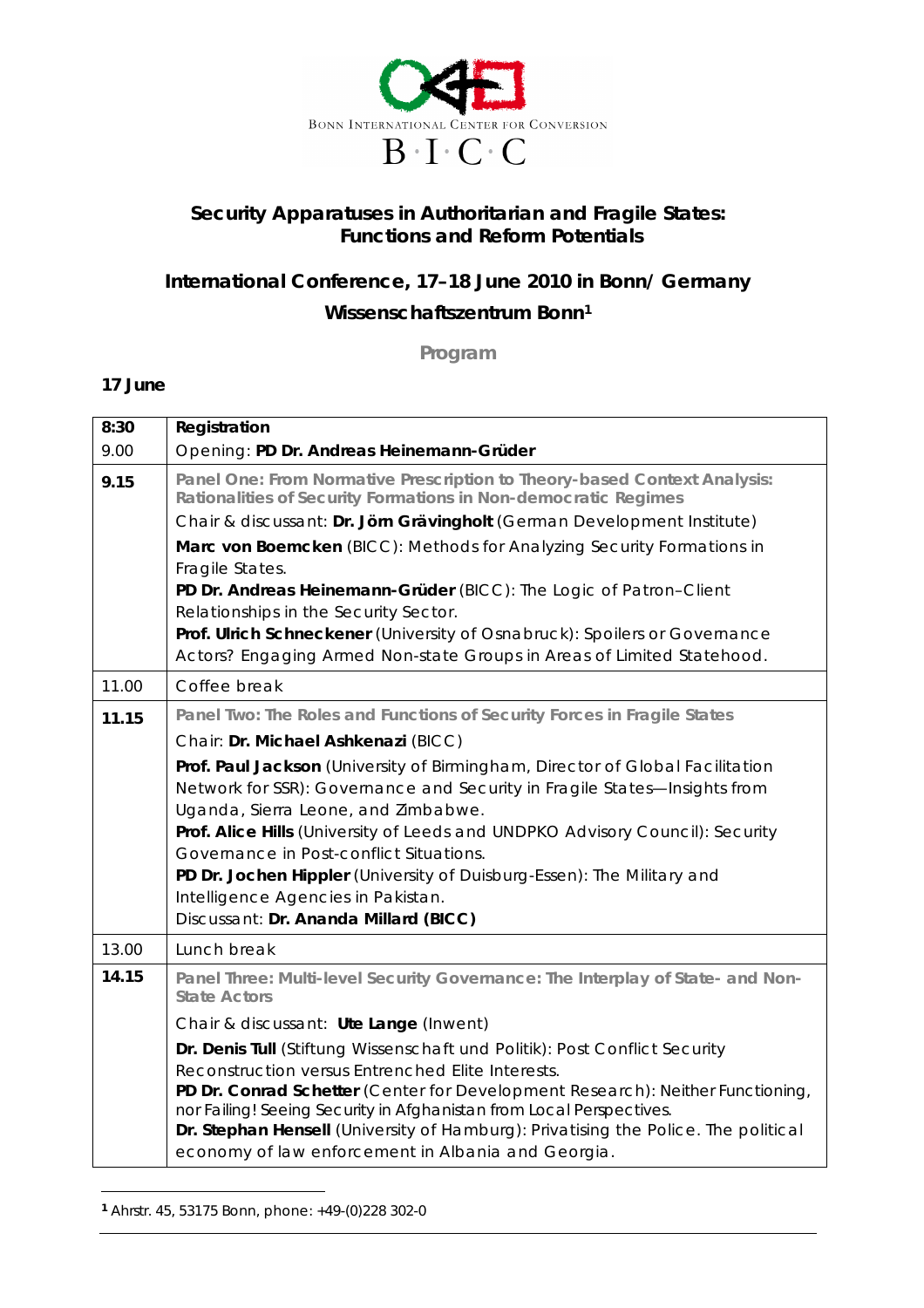Bonn International Center for Conversion

B·I·C·C

# Security Apparatuses in Authoritarian and Fragile States: Functions and Reform Potentials

## International Conference, 17–18 June 2010 in Bonn/ Germany

### Wissenschaftszentrum Bonn[1]

**Program**

**17 June**

| | |
|---|---|
| **8:30** | **Registration** |
| 9.00 | Opening: **PD Dr. Andreas Heinemann-Grüder** |
| **9.15** | **Panel One: From Normative Prescription to Theory-based Context Analysis: Rationalities of Security Formations in Non-democratic Regimes**<br>Chair & discussant: **Dr. Jörn Grävingholt** (German Development Institute)<br>**Marc von Boemcken** (BICC): Methods for Analyzing Security Formations in Fragile States.<br>**PD Dr. Andreas Heinemann-Grüder** (BICC): The Logic of Patron–Client Relationships in the Security Sector.<br>**Prof. Ulrich Schneckener** (University of Osnabruck): Spoilers or Governance Actors? Engaging Armed Non-state Groups in Areas of Limited Statehood. |
| 11.00 | Coffee break |
| **11.15** | **Panel Two: The Roles and Functions of Security Forces in Fragile States**<br>Chair: **Dr. Michael Ashkenazi** (BICC)<br>**Prof. Paul Jackson** (University of Birmingham, Director of Global Facilitation Network for SSR): Governance and Security in Fragile States—Insights from Uganda, Sierra Leone, and Zimbabwe.<br>**Prof. Alice Hills** (University of Leeds and UNDPKO Advisory Council): Security Governance in Post-conflict Situations.<br>**PD Dr. Jochen Hippler** (University of Duisburg-Essen): The Military and Intelligence Agencies in Pakistan.<br>Discussant: **Dr. Ananda Millard (BICC)** |
| 13.00 | Lunch break |
| **14.15** | **Panel Three: Multi-level Security Governance: The Interplay of State- and Non-State Actors**<br>Chair & discussant: **Ute Lange** (Inwent)<br>**Dr. Denis Tull** (Stiftung Wissenschaft und Politik): Post Conflict Security Reconstruction versus Entrenched Elite Interests.<br>**PD Dr. Conrad Schetter** (Center for Development Research): Neither Functioning, nor Failing! Seeing Security in Afghanistan from Local Perspectives.<br>**Dr. Stephan Hensell** (University of Hamburg): Privatising the Police. The political economy of law enforcement in Albania and Georgia. |

[1] Ahrstr. 45, 53175 Bonn, phone: +49-(0)228 302-0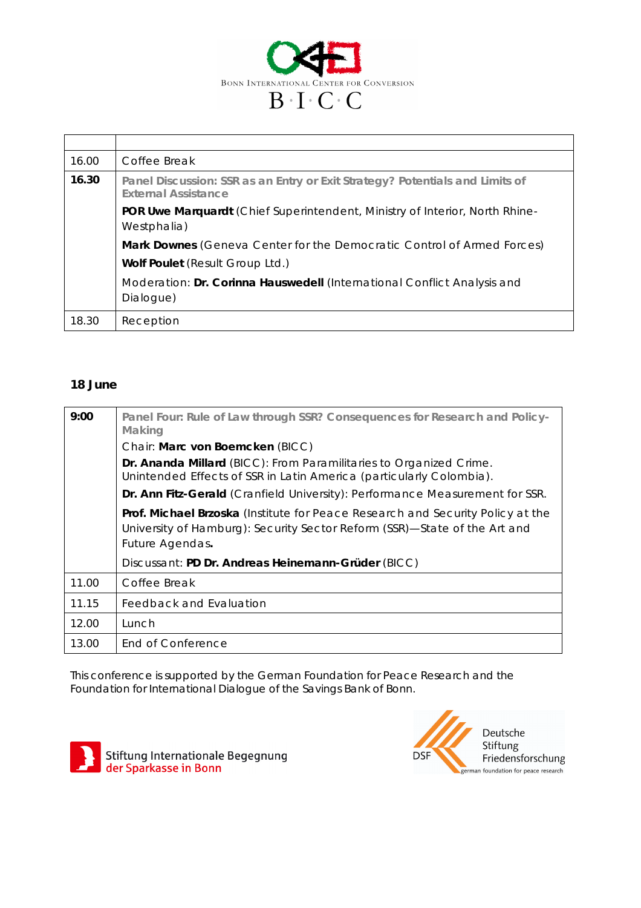BONN INTERNATIONAL CENTER FOR CONVERSION

B·I·C·C

| | |
|---|---|
| 16.00 | Coffee Break |
| **16.30** | **Panel Discussion: SSR as an Entry or Exit Strategy? Potentials and Limits of External Assistance**<br>**POR Uwe Marquardt** (Chief Superintendent, Ministry of Interior, North Rhine-Westphalia)<br>**Mark Downes** (Geneva Center for the Democratic Control of Armed Forces)<br>**Wolf Poulet** (Result Group Ltd.)<br>Moderation: **Dr. Corinna Hauswedell** (International Conflict Analysis and Dialogue) |
| 18.30 | Reception |

## 18 June

| | |
|---|---|
| **9:00** | **Panel Four: Rule of Law through SSR? Consequences for Research and Policy-Making**<br>Chair: **Marc von Boemcken** (BICC)<br>**Dr. Ananda Millard** (BICC): From Paramilitaries to Organized Crime. Unintended Effects of SSR in Latin America (particularly Colombia).<br>**Dr. Ann Fitz-Gerald** (Cranfield University): Performance Measurement for SSR.<br>**Prof. Michael Brzoska** (Institute for Peace Research and Security Policy at the University of Hamburg): Security Sector Reform (SSR)—State of the Art and Future Agendas**.**<br>Discussant: **PD Dr. Andreas Heinemann-Grüder** (BICC) |
| 11.00 | Coffee Break |
| 11.15 | Feedback and Evaluation |
| 12.00 | Lunch |
| 13.00 | End of Conference |

This conference is supported by the German Foundation for Peace Research and the Foundation for International Dialogue of the Savings Bank of Bonn.

Stiftung Internationale Begegnung der Sparkasse in Bonn

DSF Deutsche Stiftung Friedensforschung german foundation for peace research